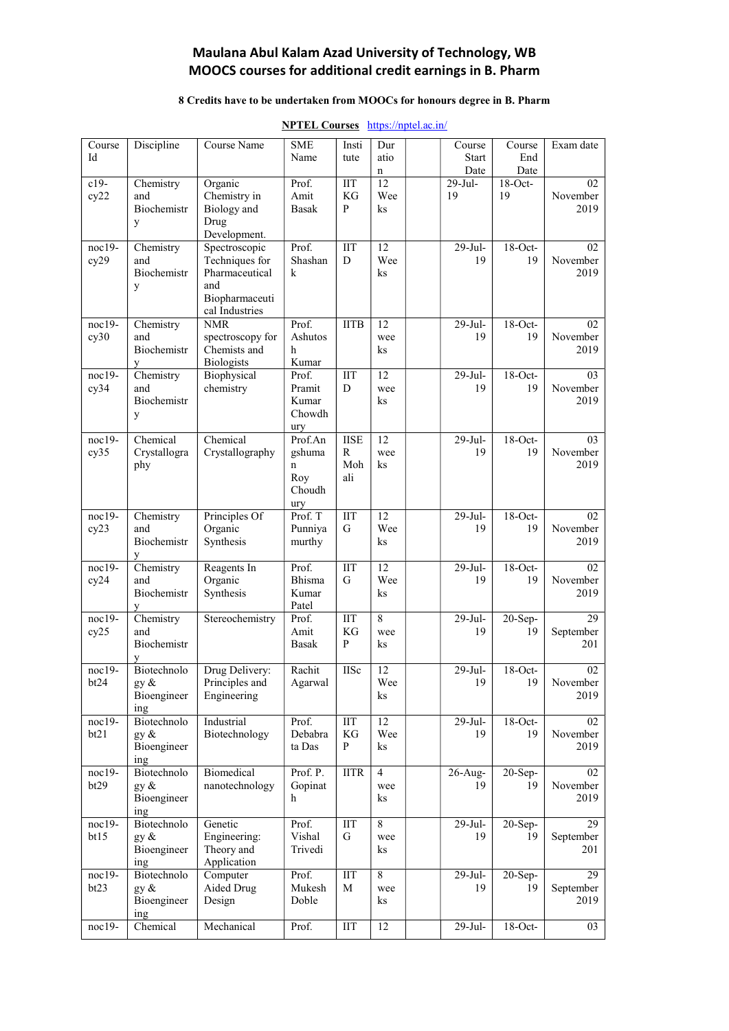# Maulana Abul Kalam Azad University of Technology, WB
# MOOCS courses for additional credit earnings in B. Pharm

**8 Credits have to be undertaken from MOOCs for honours degree in B. Pharm**

**NPTEL Courses** https://nptel.ac.in/

| Course Id | Discipline | Course Name | SME Name | Institute | Duration | | Course Start Date | Course End Date | Exam date |
|---|---|---|---|---|---|---|---|---|---|
| c19-cy22 | Chemistry and Biochemistry | Organic Chemistry in Biology and Drug Development. | Prof. Amit Basak | IIT KGP | 12 Weeks | | 29-Jul-19 | 18-Oct-19 | 02 November 2019 |
| noc19-cy29 | Chemistry and Biochemistry | Spectroscopic Techniques for Pharmaceutical and Biopharmaceutical Industries | Prof. Shashank | IIT D | 12 Weeks | | 29-Jul-19 | 18-Oct-19 | 02 November 2019 |
| noc19-cy30 | Chemistry and Biochemistry | NMR spectroscopy for Chemists and Biologists | Prof. Ashutosh Kumar | IITB | 12 weeks | | 29-Jul-19 | 18-Oct-19 | 02 November 2019 |
| noc19-cy34 | Chemistry and Biochemistry | Biophysical chemistry | Prof. Pramit Kumar Chowdhury | IIT D | 12 weeks | | 29-Jul-19 | 18-Oct-19 | 03 November 2019 |
| noc19-cy35 | Chemical Crystallography | Chemical Crystallography | Prof.Angshuman Roy Choudhury | IISER Mohali | 12 weeks | | 29-Jul-19 | 18-Oct-19 | 03 November 2019 |
| noc19-cy23 | Chemistry and Biochemistry | Principles Of Organic Synthesis | Prof. T Punniyamurthy | IIT G | 12 Weeks | | 29-Jul-19 | 18-Oct-19 | 02 November 2019 |
| noc19-cy24 | Chemistry and Biochemistry | Reagents In Organic Synthesis | Prof. Bhisma Kumar Patel | IIT G | 12 Weeks | | 29-Jul-19 | 18-Oct-19 | 02 November 2019 |
| noc19-cy25 | Chemistry and Biochemistry | Stereochemistry | Prof. Amit Basak | IIT KGP | 8 weeks | | 29-Jul-19 | 20-Sep-19 | 29 September 201 |
| noc19-bt24 | Biotechnology & Bioengineering | Drug Delivery: Principles and Engineering | Rachit Agarwal | IISc | 12 Weeks | | 29-Jul-19 | 18-Oct-19 | 02 November 2019 |
| noc19-bt21 | Biotechnology & Bioengineering | Industrial Biotechnology | Prof. Debabrata Das | IIT KGP | 12 Weeks | | 29-Jul-19 | 18-Oct-19 | 02 November 2019 |
| noc19-bt29 | Biotechnology & Bioengineering | Biomedical nanotechnology | Prof. P. Gopinath | IITR | 4 weeks | | 26-Aug-19 | 20-Sep-19 | 02 November 2019 |
| noc19-bt15 | Biotechnology & Bioengineering | Genetic Engineering: Theory and Application | Prof. Vishal Trivedi | IIT G | 8 weeks | | 29-Jul-19 | 20-Sep-19 | 29 September 201 |
| noc19-bt23 | Biotechnology & Bioengineering | Computer Aided Drug Design | Prof. Mukesh Doble | IIT M | 8 weeks | | 29-Jul-19 | 20-Sep-19 | 29 September 2019 |
| noc19- | Chemical | Mechanical | Prof. | IIT | 12 | | 29-Jul- | 18-Oct- | 03 |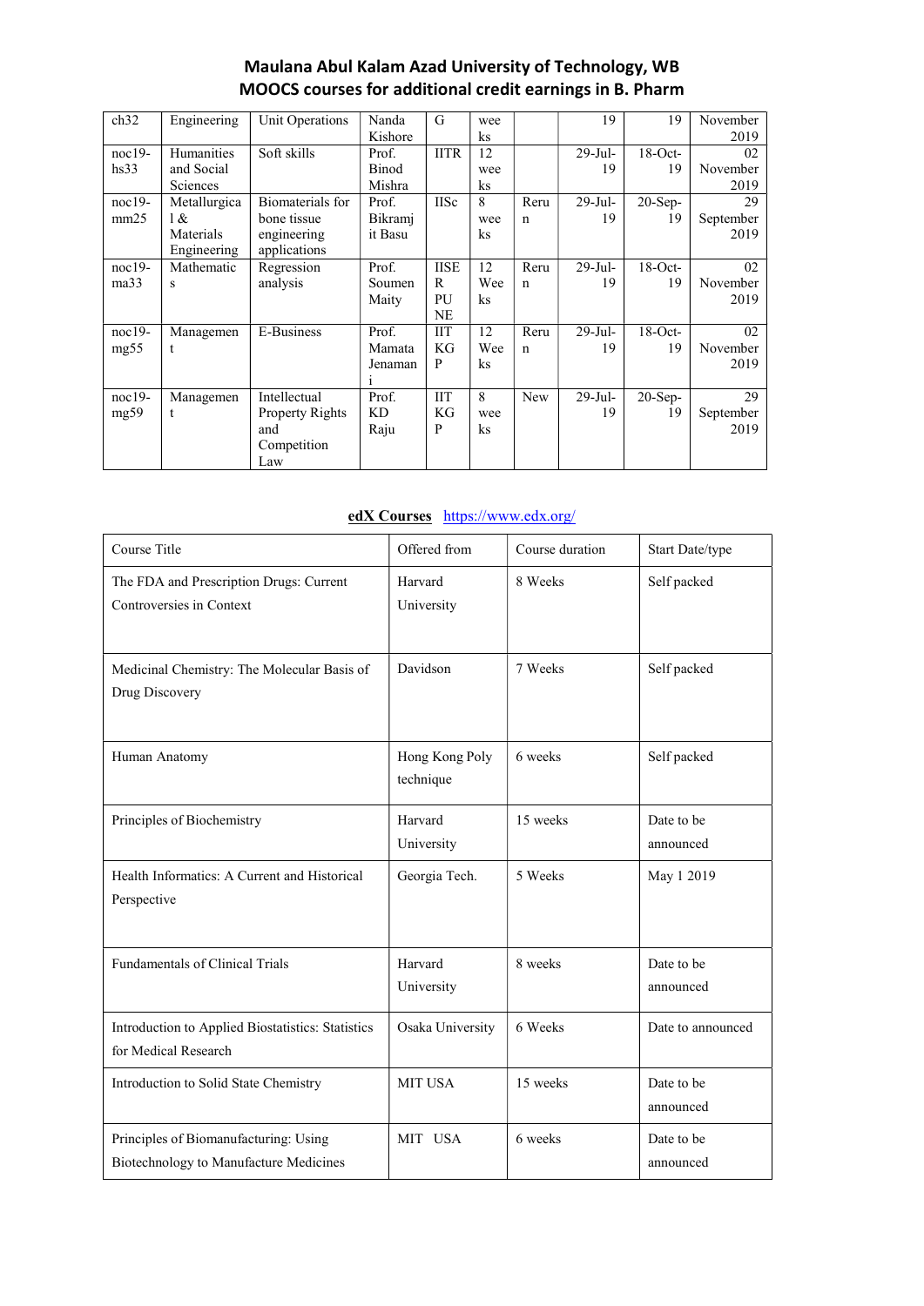# Maulana Abul Kalam Azad University of Technology, WB
## MOOCS courses for additional credit earnings in B. Pharm

| | | | | | | | | | |
|---|---|---|---|---|---|---|---|---|---|
| ch32 | Engineering | Unit Operations | Nanda Kishore | G | weeks | | 19 | 19 | November 2019 |
| noc19-hs33 | Humanities and Social Sciences | Soft skills | Prof. Binod Mishra | IITR | 12 weeks | | 29-Jul-19 | 18-Oct-19 | 02 November 2019 |
| noc19-mm25 | Metallurgical & Materials Engineering | Biomaterials for bone tissue engineering applications | Prof. Bikramjit Basu | IISc | 8 weeks | Rerun | 29-Jul-19 | 20-Sep-19 | 29 September 2019 |
| noc19-ma33 | Mathematics | Regression analysis | Prof. Soumen Maity | IISER PUNE | 12 Weeks | Rerun | 29-Jul-19 | 18-Oct-19 | 02 November 2019 |
| noc19-mg55 | Management | E-Business | Prof. Mamata Jenamani | IIT KGP | 12 Weeks | Rerun | 29-Jul-19 | 18-Oct-19 | 02 November 2019 |
| noc19-mg59 | Management | Intellectual Property Rights and Competition Law | Prof. KD Raju | IIT KGP | 8 weeks | New | 29-Jul-19 | 20-Sep-19 | 29 September 2019 |

**edX Courses** https://www.edx.org/

| Course Title | Offered from | Course duration | Start Date/type |
|---|---|---|---|
| The FDA and Prescription Drugs: Current Controversies in Context | Harvard University | 8 Weeks | Self packed |
| Medicinal Chemistry: The Molecular Basis of Drug Discovery | Davidson | 7 Weeks | Self packed |
| Human Anatomy | Hong Kong Poly technique | 6 weeks | Self packed |
| Principles of Biochemistry | Harvard University | 15 weeks | Date to be announced |
| Health Informatics: A Current and Historical Perspective | Georgia Tech. | 5 Weeks | May 1 2019 |
| Fundamentals of Clinical Trials | Harvard University | 8 weeks | Date to be announced |
| Introduction to Applied Biostatistics: Statistics for Medical Research | Osaka University | 6 Weeks | Date to announced |
| Introduction to Solid State Chemistry | MIT USA | 15 weeks | Date to be announced |
| Principles of Biomanufacturing: Using Biotechnology to Manufacture Medicines | MIT USA | 6 weeks | Date to be announced |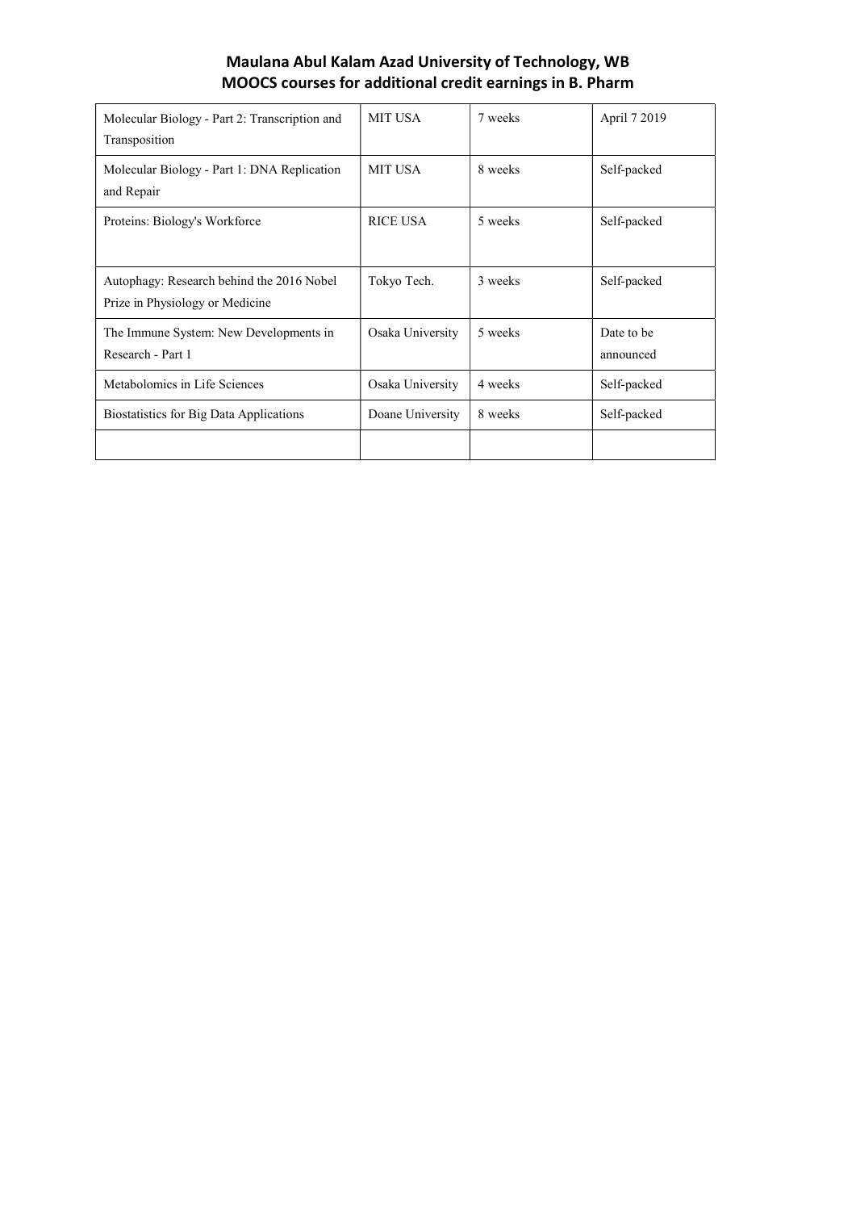**Maulana Abul Kalam Azad University of Technology, WB**
**MOOCS courses for additional credit earnings in B. Pharm**

| | | | |
|---|---|---|---|
| Molecular Biology - Part 2: Transcription and Transposition | MIT USA | 7 weeks | April 7 2019 |
| Molecular Biology - Part 1: DNA Replication and Repair | MIT USA | 8 weeks | Self-packed |
| Proteins: Biology's Workforce | RICE USA | 5 weeks | Self-packed |
| Autophagy: Research behind the 2016 Nobel Prize in Physiology or Medicine | Tokyo Tech. | 3 weeks | Self-packed |
| The Immune System: New Developments in Research - Part 1 | Osaka University | 5 weeks | Date to be announced |
| Metabolomics in Life Sciences | Osaka University | 4 weeks | Self-packed |
| Biostatistics for Big Data Applications | Doane University | 8 weeks | Self-packed |
| | | | |